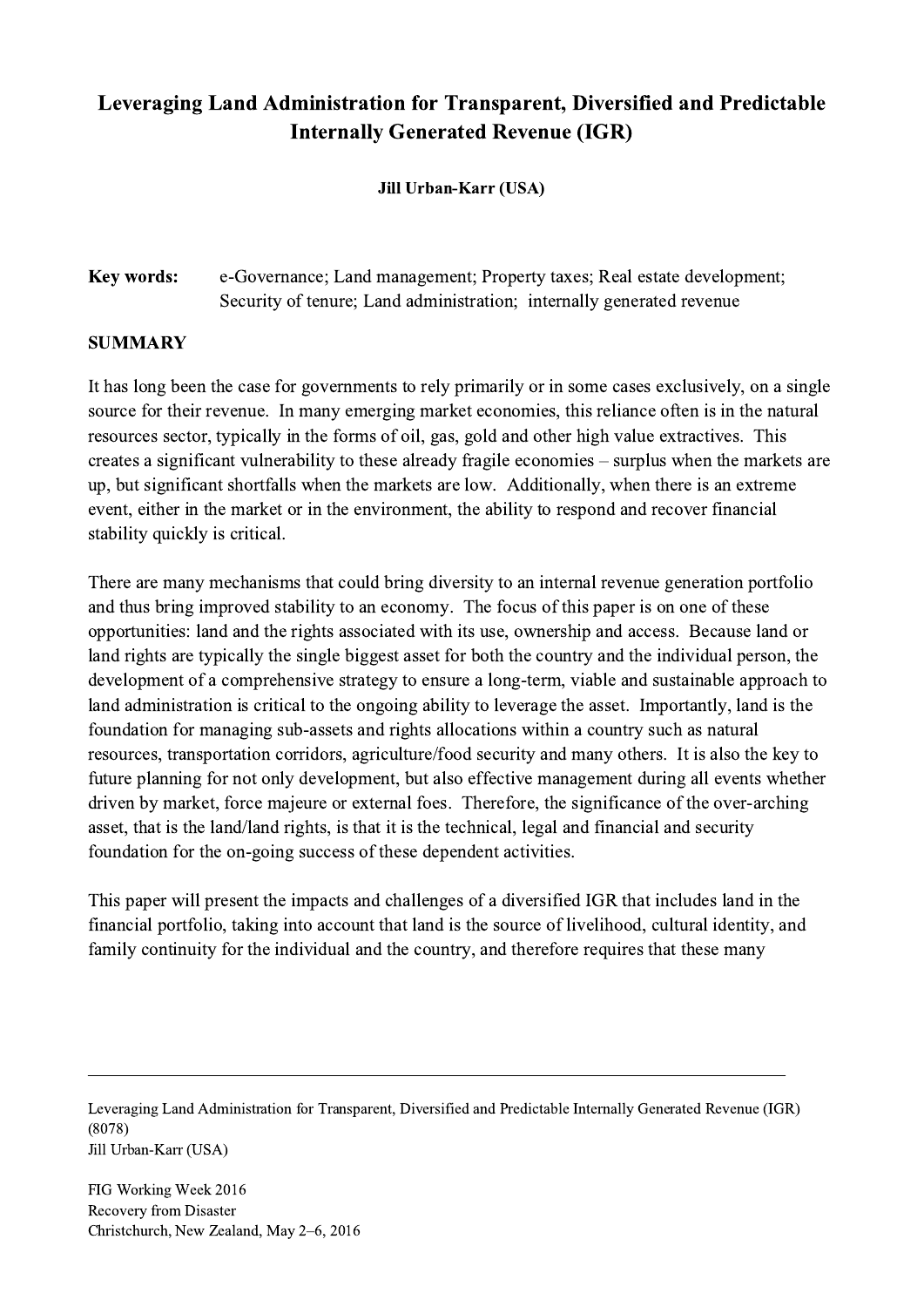# Leveraging Land Administration for Transparent, Diversified and Predictable Internally Generated Revenue (IGR)

**Jill Urban-Karr (USA)**

**Key words:** e-Governance; Land management; Property taxes; Real estate development; Security of tenure; Land administration; internally generated revenue

## SUMMARY

It has long been the case for governments to rely primarily or in some cases exclusively, on a single source for their revenue. In many emerging market economies, this reliance often is in the natural resources sector, typically in the forms of oil, gas, gold and other high value extractives. This creates a significant vulnerability to these already fragile economies – surplus when the markets are up, but significant shortfalls when the markets are low. Additionally, when there is an extreme event, either in the market or in the environment, the ability to respond and recover financial stability quickly is critical.

There are many mechanisms that could bring diversity to an internal revenue generation portfolio and thus bring improved stability to an economy. The focus of this paper is on one of these opportunities: land and the rights associated with its use, ownership and access. Because land or land rights are typically the single biggest asset for both the country and the individual person, the development of a comprehensive strategy to ensure a long-term, viable and sustainable approach to land administration is critical to the ongoing ability to leverage the asset. Importantly, land is the foundation for managing sub-assets and rights allocations within a country such as natural resources, transportation corridors, agriculture/food security and many others. It is also the key to future planning for not only development, but also effective management during all events whether driven by market, force majeure or external foes. Therefore, the significance of the over-arching asset, that is the land/land rights, is that it is the technical, legal and financial and security foundation for the on-going success of these dependent activities.

This paper will present the impacts and challenges of a diversified IGR that includes land in the financial portfolio, taking into account that land is the source of livelihood, cultural identity, and family continuity for the individual and the country, and therefore requires that these many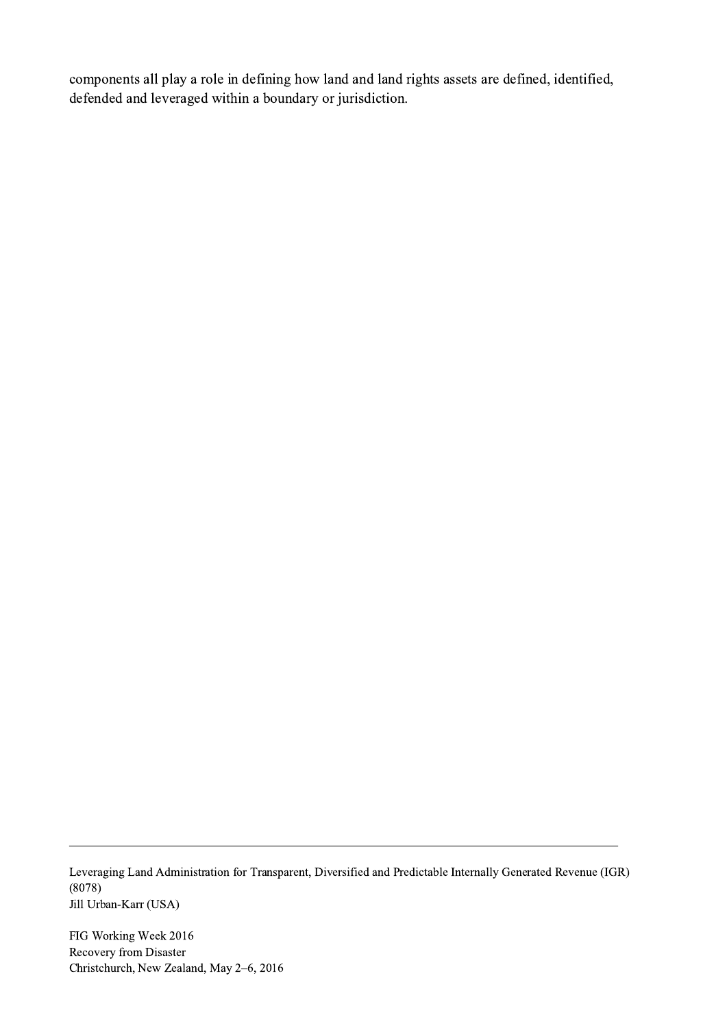components all play a role in defining how land and land rights assets are defined, identified, defended and leveraged within a boundary or jurisdiction.